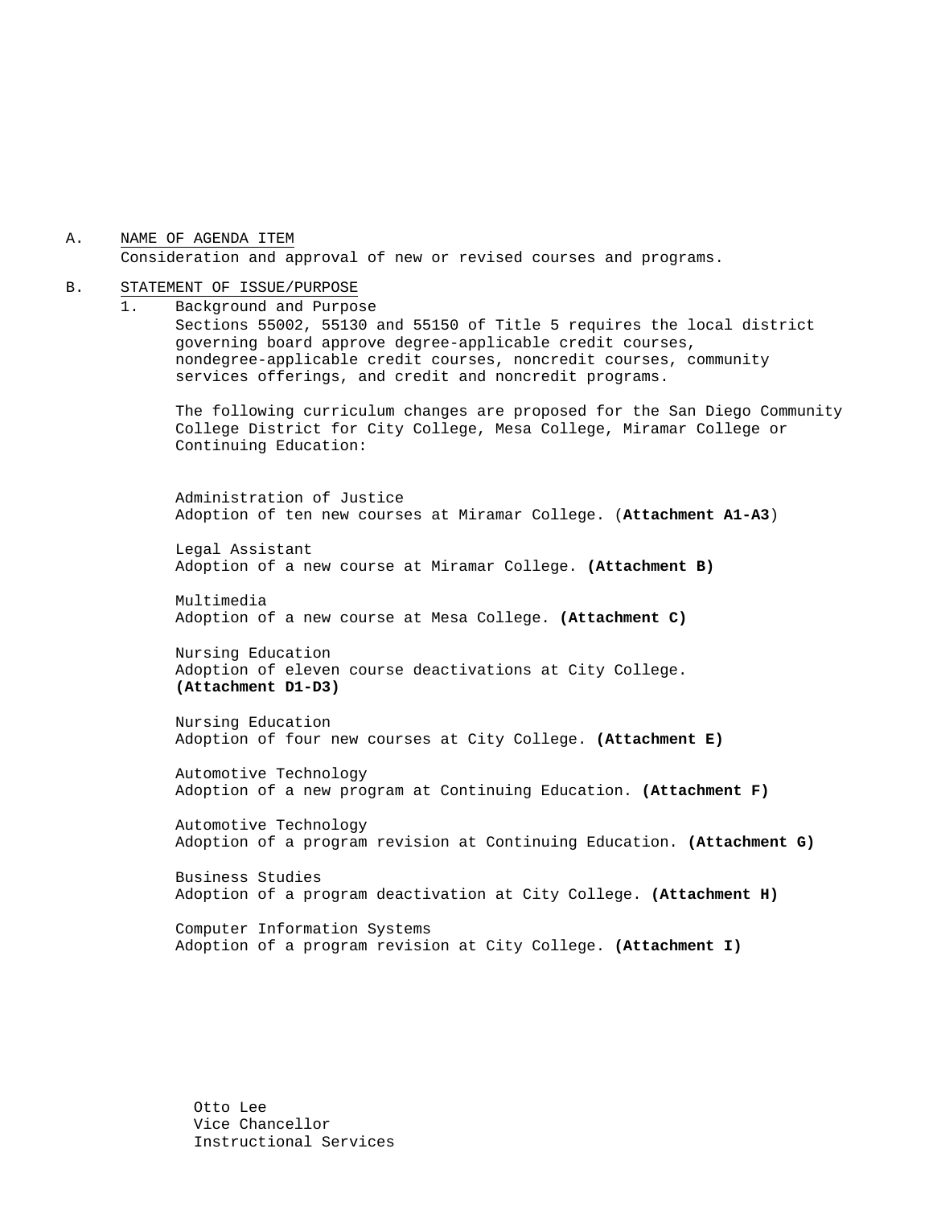A. <u>NAME OF AGENDA ITEM</u>
Consideration and approval of new or revised courses and programs.

B. <u>STATEMENT OF ISSUE/PURPOSE</u>

1. Background and Purpose

Sections 55002, 55130 and 55150 of Title 5 requires the local district governing board approve degree-applicable credit courses, nondegree-applicable credit courses, noncredit courses, community services offerings, and credit and noncredit programs.

The following curriculum changes are proposed for the San Diego Community College District for City College, Mesa College, Miramar College or Continuing Education:

Administration of Justice
Adoption of ten new courses at Miramar College. (**Attachment A1-A3**)

Legal Assistant
Adoption of a new course at Miramar College. **(Attachment B)**

Multimedia
Adoption of a new course at Mesa College. **(Attachment C)**

Nursing Education
Adoption of eleven course deactivations at City College. **(Attachment D1-D3)**

Nursing Education
Adoption of four new courses at City College. **(Attachment E)**

Automotive Technology
Adoption of a new program at Continuing Education. **(Attachment F)**

Automotive Technology
Adoption of a program revision at Continuing Education. **(Attachment G)**

Business Studies
Adoption of a program deactivation at City College. **(Attachment H)**

Computer Information Systems
Adoption of a program revision at City College. **(Attachment I)**

Otto Lee
Vice Chancellor
Instructional Services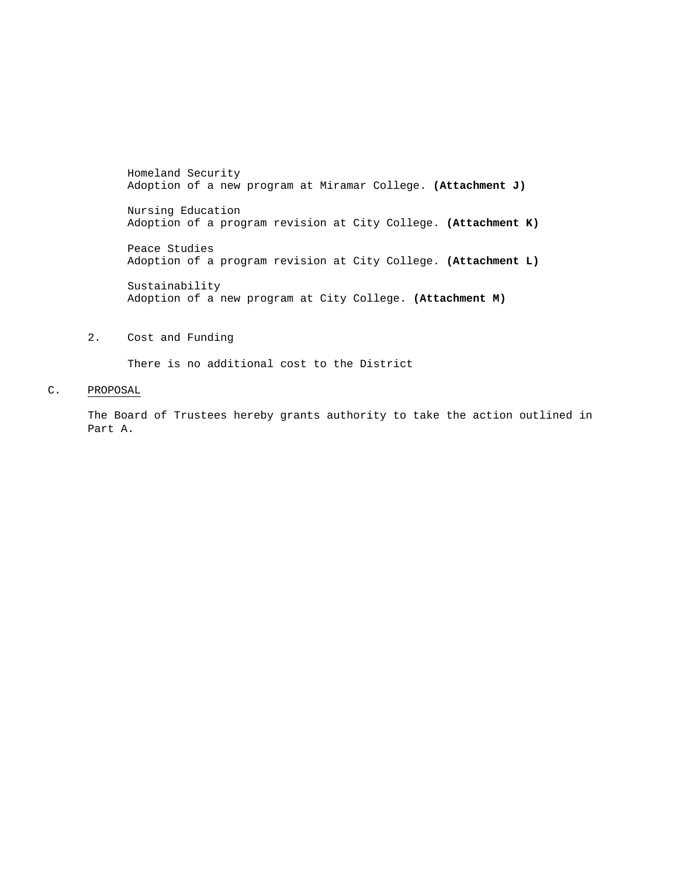Homeland Security
Adoption of a new program at Miramar College. **(Attachment J)**

Nursing Education
Adoption of a program revision at City College. **(Attachment K)**

Peace Studies
Adoption of a program revision at City College. **(Attachment L)**

Sustainability
Adoption of a new program at City College. **(Attachment M)**

2. Cost and Funding

   There is no additional cost to the District

C. PROPOSAL

The Board of Trustees hereby grants authority to take the action outlined in Part A.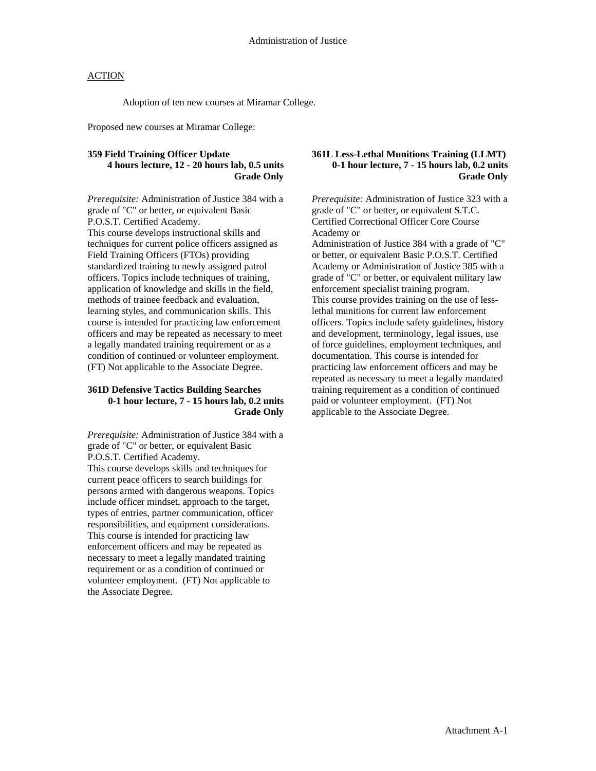Administration of Justice

ACTION

Adoption of ten new courses at Miramar College.

Proposed new courses at Miramar College:

**359 Field Training Officer Update**
**4 hours lecture, 12 - 20 hours lab, 0.5 units**
**Grade Only**

*Prerequisite:* Administration of Justice 384 with a grade of "C" or better, or equivalent Basic P.O.S.T. Certified Academy.
This course develops instructional skills and techniques for current police officers assigned as Field Training Officers (FTOs) providing standardized training to newly assigned patrol officers. Topics include techniques of training, application of knowledge and skills in the field, methods of trainee feedback and evaluation, learning styles, and communication skills. This course is intended for practicing law enforcement officers and may be repeated as necessary to meet a legally mandated training requirement or as a condition of continued or volunteer employment. (FT) Not applicable to the Associate Degree.

**361D Defensive Tactics Building Searches**
**0-1 hour lecture, 7 - 15 hours lab, 0.2 units**
**Grade Only**

*Prerequisite:* Administration of Justice 384 with a grade of "C" or better, or equivalent Basic P.O.S.T. Certified Academy.
This course develops skills and techniques for current peace officers to search buildings for persons armed with dangerous weapons. Topics include officer mindset, approach to the target, types of entries, partner communication, officer responsibilities, and equipment considerations. This course is intended for practicing law enforcement officers and may be repeated as necessary to meet a legally mandated training requirement or as a condition of continued or volunteer employment. (FT) Not applicable to the Associate Degree.

**361L Less-Lethal Munitions Training (LLMT)**
**0-1 hour lecture, 7 - 15 hours lab, 0.2 units**
**Grade Only**

*Prerequisite:* Administration of Justice 323 with a grade of "C" or better, or equivalent S.T.C. Certified Correctional Officer Core Course Academy or
Administration of Justice 384 with a grade of "C" or better, or equivalent Basic P.O.S.T. Certified Academy or Administration of Justice 385 with a grade of "C" or better, or equivalent military law enforcement specialist training program.
This course provides training on the use of less-lethal munitions for current law enforcement officers. Topics include safety guidelines, history and development, terminology, legal issues, use of force guidelines, employment techniques, and documentation. This course is intended for practicing law enforcement officers and may be repeated as necessary to meet a legally mandated training requirement as a condition of continued paid or volunteer employment. (FT) Not applicable to the Associate Degree.

Attachment A-1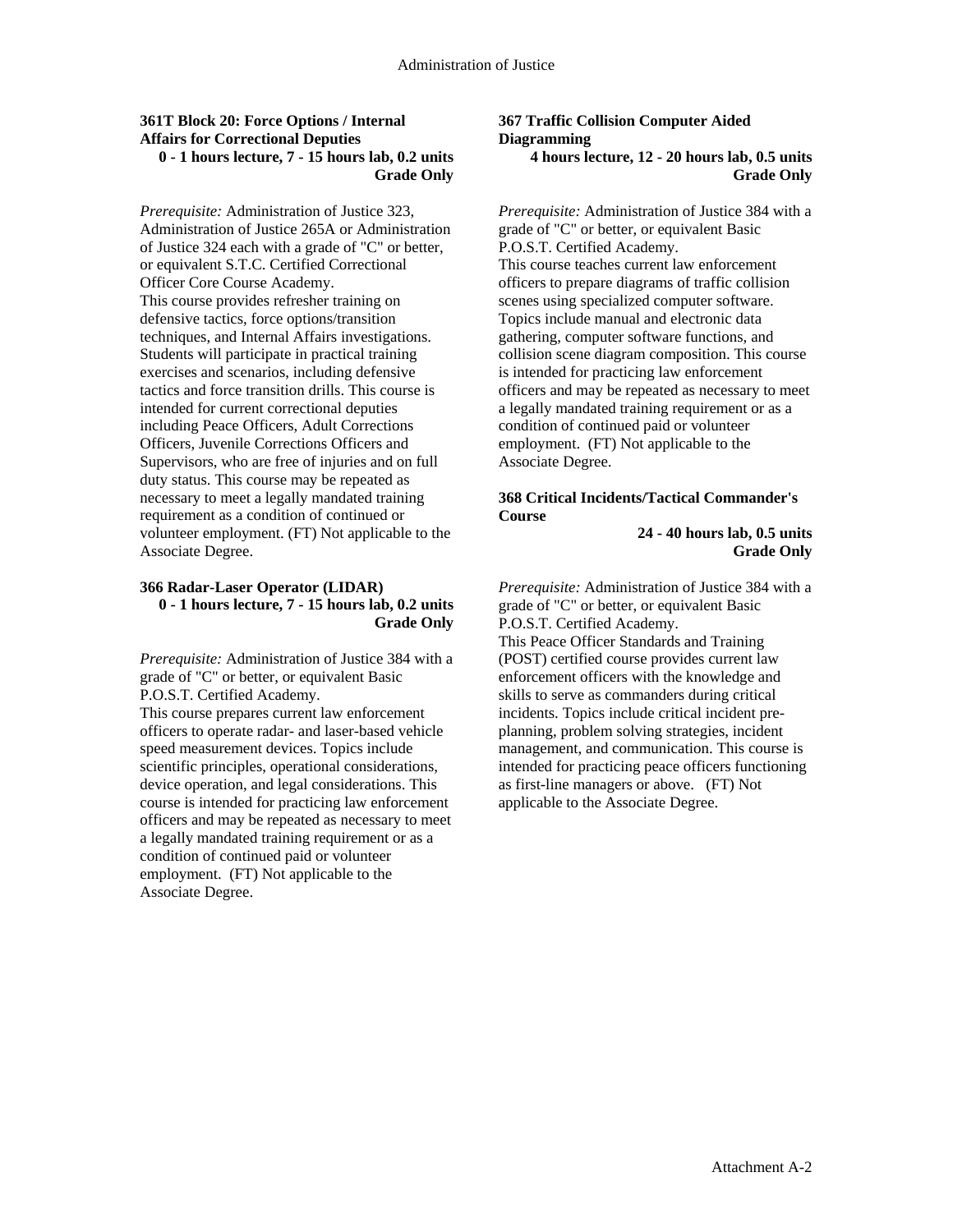**361T Block 20: Force Options / Internal Affairs for Correctional Deputies**
**0 - 1 hours lecture, 7 - 15 hours lab, 0.2 units**
**Grade Only**

*Prerequisite:* Administration of Justice 323, Administration of Justice 265A or Administration of Justice 324 each with a grade of "C" or better, or equivalent S.T.C. Certified Correctional Officer Core Course Academy.
This course provides refresher training on defensive tactics, force options/transition techniques, and Internal Affairs investigations. Students will participate in practical training exercises and scenarios, including defensive tactics and force transition drills. This course is intended for current correctional deputies including Peace Officers, Adult Corrections Officers, Juvenile Corrections Officers and Supervisors, who are free of injuries and on full duty status. This course may be repeated as necessary to meet a legally mandated training requirement as a condition of continued or volunteer employment. (FT) Not applicable to the Associate Degree.

**366 Radar-Laser Operator (LIDAR)**
**0 - 1 hours lecture, 7 - 15 hours lab, 0.2 units**
**Grade Only**

*Prerequisite:* Administration of Justice 384 with a grade of "C" or better, or equivalent Basic P.O.S.T. Certified Academy.
This course prepares current law enforcement officers to operate radar- and laser-based vehicle speed measurement devices. Topics include scientific principles, operational considerations, device operation, and legal considerations. This course is intended for practicing law enforcement officers and may be repeated as necessary to meet a legally mandated training requirement or as a condition of continued paid or volunteer employment. (FT) Not applicable to the Associate Degree.

**367 Traffic Collision Computer Aided Diagramming**
**4 hours lecture, 12 - 20 hours lab, 0.5 units**
**Grade Only**

*Prerequisite:* Administration of Justice 384 with a grade of "C" or better, or equivalent Basic P.O.S.T. Certified Academy.
This course teaches current law enforcement officers to prepare diagrams of traffic collision scenes using specialized computer software. Topics include manual and electronic data gathering, computer software functions, and collision scene diagram composition. This course is intended for practicing law enforcement officers and may be repeated as necessary to meet a legally mandated training requirement or as a condition of continued paid or volunteer employment. (FT) Not applicable to the Associate Degree.

**368 Critical Incidents/Tactical Commander's Course**
**24 - 40 hours lab, 0.5 units**
**Grade Only**

*Prerequisite:* Administration of Justice 384 with a grade of "C" or better, or equivalent Basic P.O.S.T. Certified Academy.
This Peace Officer Standards and Training (POST) certified course provides current law enforcement officers with the knowledge and skills to serve as commanders during critical incidents. Topics include critical incident pre-planning, problem solving strategies, incident management, and communication. This course is intended for practicing peace officers functioning as first-line managers or above. (FT) Not applicable to the Associate Degree.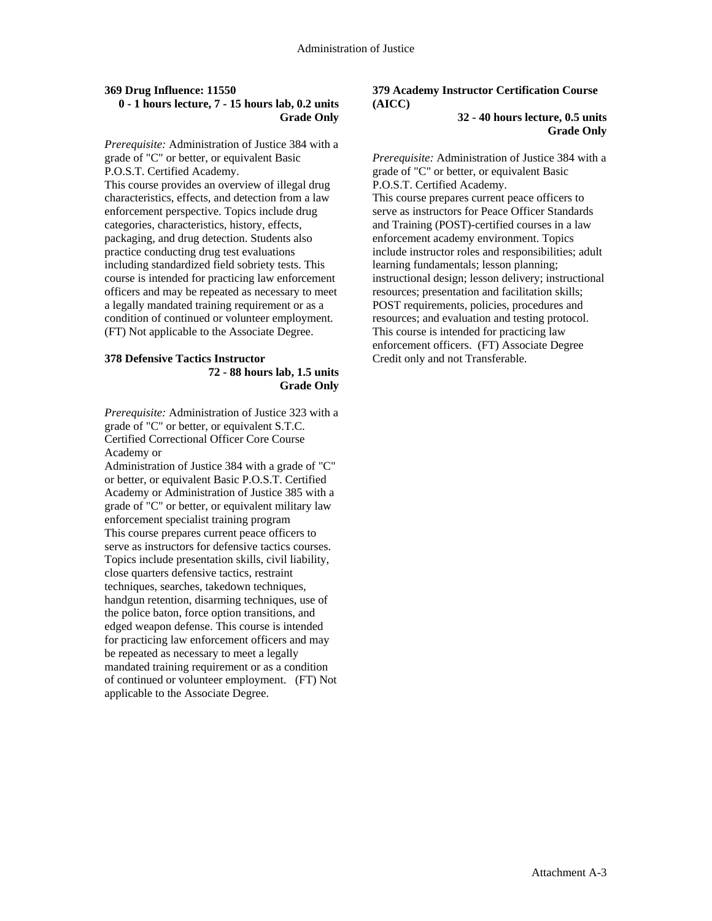### 369 Drug Influence: 11550

**0 - 1 hours lecture, 7 - 15 hours lab, 0.2 units**
**Grade Only**

*Prerequisite:* Administration of Justice 384 with a grade of "C" or better, or equivalent Basic P.O.S.T. Certified Academy.
This course provides an overview of illegal drug characteristics, effects, and detection from a law enforcement perspective. Topics include drug categories, characteristics, history, effects, packaging, and drug detection. Students also practice conducting drug test evaluations including standardized field sobriety tests. This course is intended for practicing law enforcement officers and may be repeated as necessary to meet a legally mandated training requirement or as a condition of continued or volunteer employment. (FT) Not applicable to the Associate Degree.

### 378 Defensive Tactics Instructor

**72 - 88 hours lab, 1.5 units**
**Grade Only**

*Prerequisite:* Administration of Justice 323 with a grade of "C" or better, or equivalent S.T.C. Certified Correctional Officer Core Course Academy or
Administration of Justice 384 with a grade of "C" or better, or equivalent Basic P.O.S.T. Certified Academy or Administration of Justice 385 with a grade of "C" or better, or equivalent military law enforcement specialist training program
This course prepares current peace officers to serve as instructors for defensive tactics courses. Topics include presentation skills, civil liability, close quarters defensive tactics, restraint techniques, searches, takedown techniques, handgun retention, disarming techniques, use of the police baton, force option transitions, and edged weapon defense. This course is intended for practicing law enforcement officers and may be repeated as necessary to meet a legally mandated training requirement or as a condition of continued or volunteer employment. (FT) Not applicable to the Associate Degree.

### 379 Academy Instructor Certification Course (AICC)

**32 - 40 hours lecture, 0.5 units**
**Grade Only**

*Prerequisite:* Administration of Justice 384 with a grade of "C" or better, or equivalent Basic P.O.S.T. Certified Academy.
This course prepares current peace officers to serve as instructors for Peace Officer Standards and Training (POST)-certified courses in a law enforcement academy environment. Topics include instructor roles and responsibilities; adult learning fundamentals; lesson planning; instructional design; lesson delivery; instructional resources; presentation and facilitation skills; POST requirements, policies, procedures and resources; and evaluation and testing protocol. This course is intended for practicing law enforcement officers. (FT) Associate Degree Credit only and not Transferable.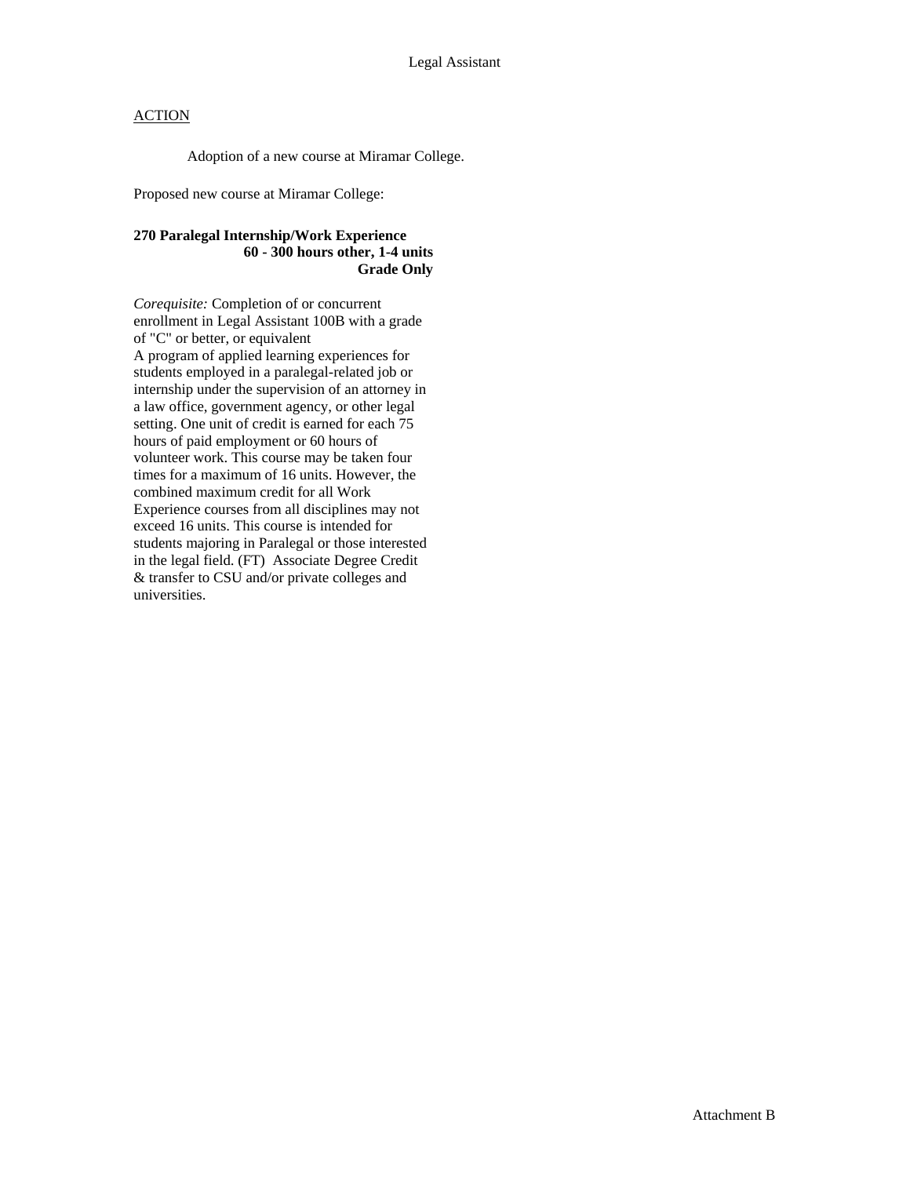Legal Assistant

ACTION

Adoption of a new course at Miramar College.

Proposed new course at Miramar College:

**270 Paralegal Internship/Work Experience**
**60 - 300 hours other, 1-4 units**
**Grade Only**

*Corequisite:* Completion of or concurrent enrollment in Legal Assistant 100B with a grade of "C" or better, or equivalent
A program of applied learning experiences for students employed in a paralegal-related job or internship under the supervision of an attorney in a law office, government agency, or other legal setting. One unit of credit is earned for each 75 hours of paid employment or 60 hours of volunteer work. This course may be taken four times for a maximum of 16 units. However, the combined maximum credit for all Work Experience courses from all disciplines may not exceed 16 units. This course is intended for students majoring in Paralegal or those interested in the legal field. (FT) Associate Degree Credit & transfer to CSU and/or private colleges and universities.

Attachment B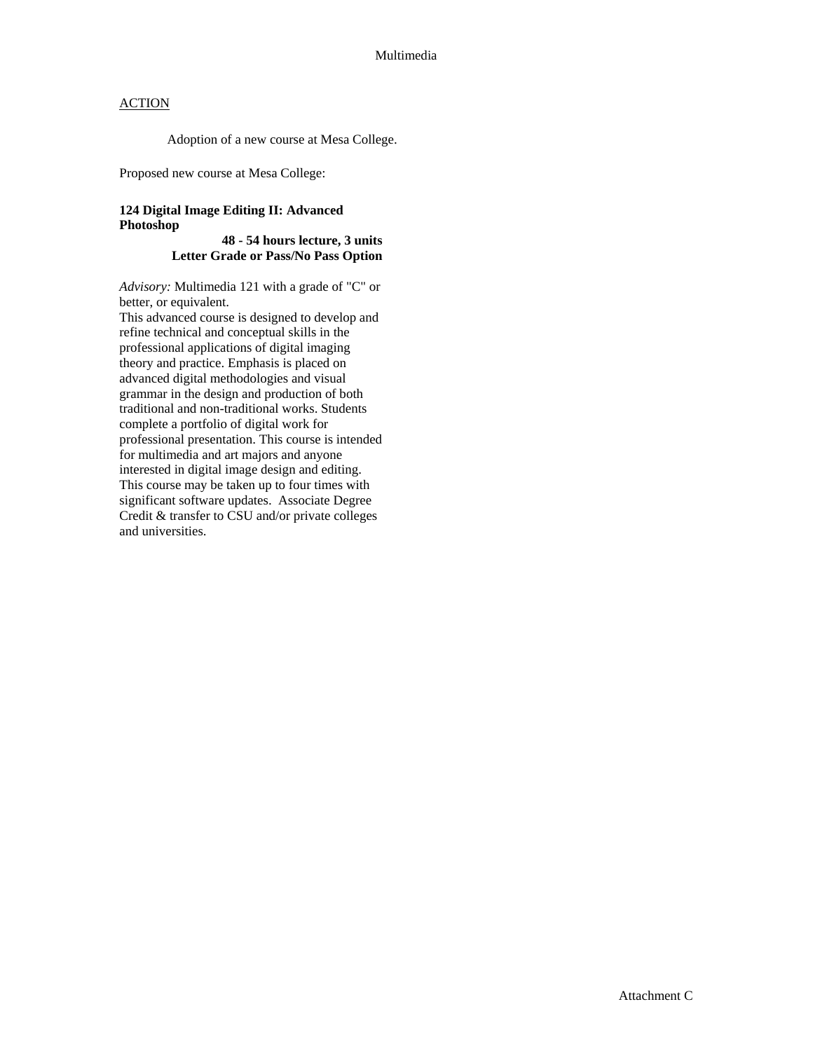Multimedia

ACTION

Adoption of a new course at Mesa College.

Proposed new course at Mesa College:

**124 Digital Image Editing II: Advanced Photoshop**

**48 - 54 hours lecture, 3 units**
**Letter Grade or Pass/No Pass Option**

*Advisory:* Multimedia 121 with a grade of "C" or better, or equivalent.
This advanced course is designed to develop and refine technical and conceptual skills in the professional applications of digital imaging theory and practice. Emphasis is placed on advanced digital methodologies and visual grammar in the design and production of both traditional and non-traditional works. Students complete a portfolio of digital work for professional presentation. This course is intended for multimedia and art majors and anyone interested in digital image design and editing. This course may be taken up to four times with significant software updates. Associate Degree Credit & transfer to CSU and/or private colleges and universities.

Attachment C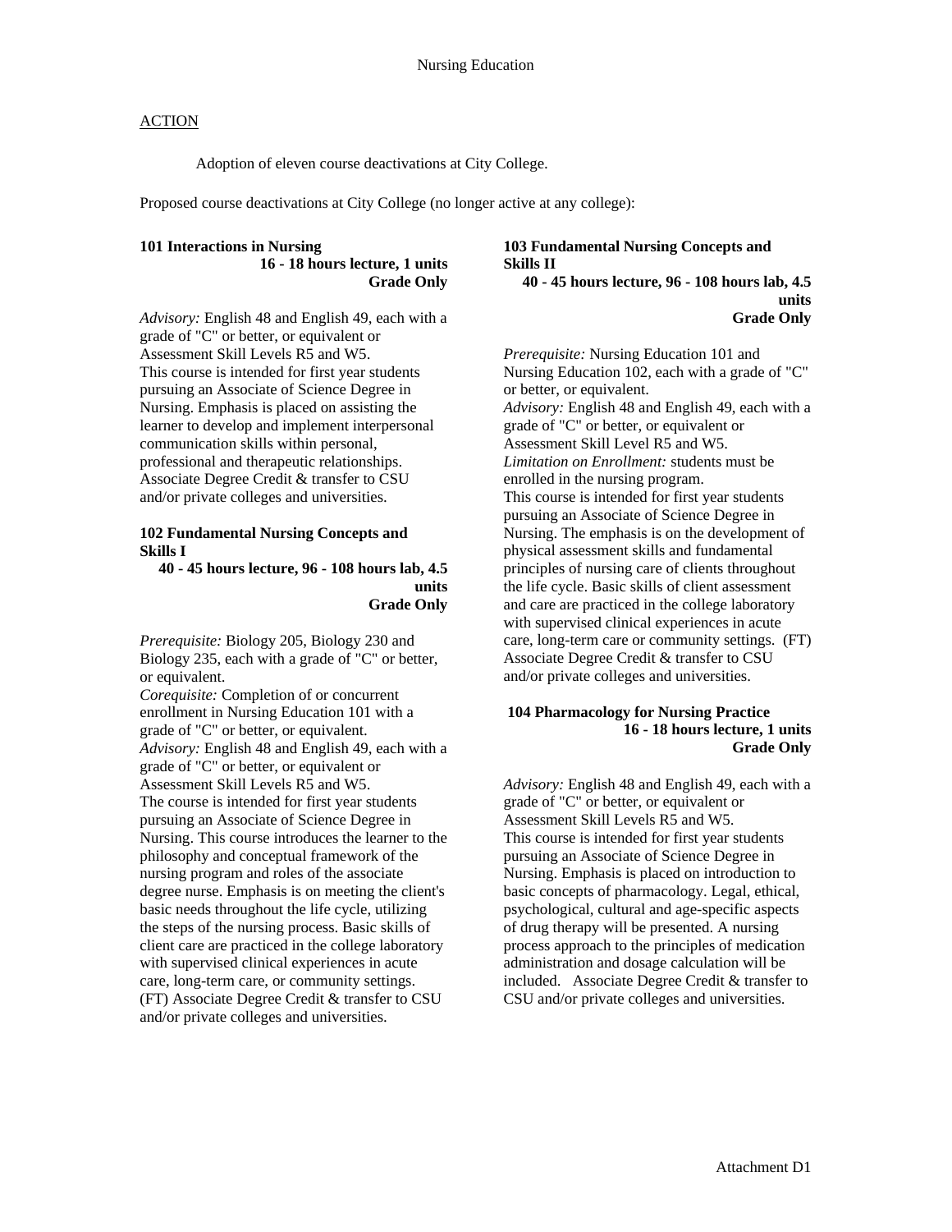Nursing Education

ACTION

Adoption of eleven course deactivations at City College.

Proposed course deactivations at City College (no longer active at any college):

**101 Interactions in Nursing**
**16 - 18 hours lecture, 1 units**
**Grade Only**

*Advisory:* English 48 and English 49, each with a grade of "C" or better, or equivalent or Assessment Skill Levels R5 and W5.
This course is intended for first year students pursuing an Associate of Science Degree in Nursing. Emphasis is placed on assisting the learner to develop and implement interpersonal communication skills within personal, professional and therapeutic relationships. Associate Degree Credit & transfer to CSU and/or private colleges and universities.

**102 Fundamental Nursing Concepts and Skills I**
**40 - 45 hours lecture, 96 - 108 hours lab, 4.5 units**
**Grade Only**

*Prerequisite:* Biology 205, Biology 230 and Biology 235, each with a grade of "C" or better, or equivalent.
*Corequisite:* Completion of or concurrent enrollment in Nursing Education 101 with a grade of "C" or better, or equivalent.
*Advisory:* English 48 and English 49, each with a grade of "C" or better, or equivalent or Assessment Skill Levels R5 and W5.
The course is intended for first year students pursuing an Associate of Science Degree in Nursing. This course introduces the learner to the philosophy and conceptual framework of the nursing program and roles of the associate degree nurse. Emphasis is on meeting the client's basic needs throughout the life cycle, utilizing the steps of the nursing process. Basic skills of client care are practiced in the college laboratory with supervised clinical experiences in acute care, long-term care, or community settings. (FT) Associate Degree Credit & transfer to CSU and/or private colleges and universities.

**103 Fundamental Nursing Concepts and Skills II**
**40 - 45 hours lecture, 96 - 108 hours lab, 4.5 units**
**Grade Only**

*Prerequisite:* Nursing Education 101 and Nursing Education 102, each with a grade of "C" or better, or equivalent.
*Advisory:* English 48 and English 49, each with a grade of "C" or better, or equivalent or Assessment Skill Level R5 and W5.
*Limitation on Enrollment:* students must be enrolled in the nursing program.
This course is intended for first year students pursuing an Associate of Science Degree in Nursing. The emphasis is on the development of physical assessment skills and fundamental principles of nursing care of clients throughout the life cycle. Basic skills of client assessment and care are practiced in the college laboratory with supervised clinical experiences in acute care, long-term care or community settings. (FT) Associate Degree Credit & transfer to CSU and/or private colleges and universities.

**104 Pharmacology for Nursing Practice**
**16 - 18 hours lecture, 1 units**
**Grade Only**

*Advisory:* English 48 and English 49, each with a grade of "C" or better, or equivalent or Assessment Skill Levels R5 and W5.
This course is intended for first year students pursuing an Associate of Science Degree in Nursing. Emphasis is placed on introduction to basic concepts of pharmacology. Legal, ethical, psychological, cultural and age-specific aspects of drug therapy will be presented. A nursing process approach to the principles of medication administration and dosage calculation will be included. Associate Degree Credit & transfer to CSU and/or private colleges and universities.

Attachment D1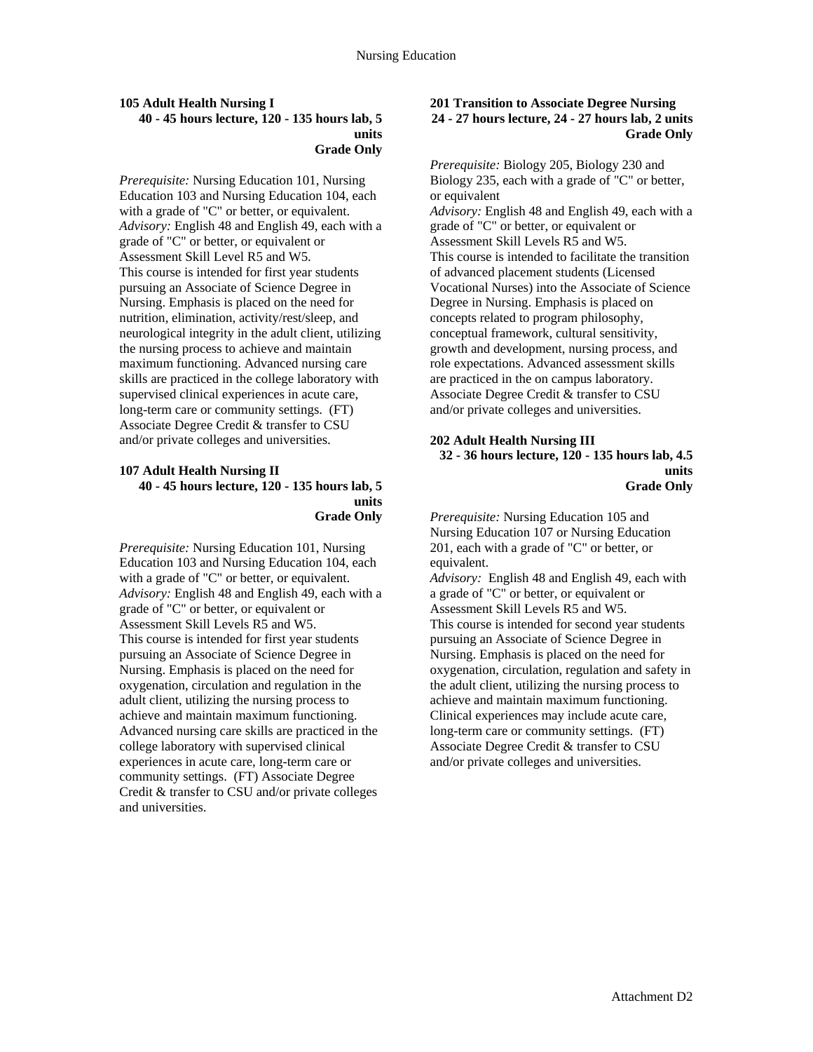**105 Adult Health Nursing I**
**40 - 45 hours lecture, 120 - 135 hours lab, 5 units**
**Grade Only**

*Prerequisite:* Nursing Education 101, Nursing Education 103 and Nursing Education 104, each with a grade of "C" or better, or equivalent.
*Advisory:* English 48 and English 49, each with a grade of "C" or better, or equivalent or Assessment Skill Level R5 and W5.
This course is intended for first year students pursuing an Associate of Science Degree in Nursing. Emphasis is placed on the need for nutrition, elimination, activity/rest/sleep, and neurological integrity in the adult client, utilizing the nursing process to achieve and maintain maximum functioning. Advanced nursing care skills are practiced in the college laboratory with supervised clinical experiences in acute care, long-term care or community settings. (FT) Associate Degree Credit & transfer to CSU and/or private colleges and universities.

**107 Adult Health Nursing II**
**40 - 45 hours lecture, 120 - 135 hours lab, 5 units**
**Grade Only**

*Prerequisite:* Nursing Education 101, Nursing Education 103 and Nursing Education 104, each with a grade of "C" or better, or equivalent.
*Advisory:* English 48 and English 49, each with a grade of "C" or better, or equivalent or Assessment Skill Levels R5 and W5.
This course is intended for first year students pursuing an Associate of Science Degree in Nursing. Emphasis is placed on the need for oxygenation, circulation and regulation in the adult client, utilizing the nursing process to achieve and maintain maximum functioning. Advanced nursing care skills are practiced in the college laboratory with supervised clinical experiences in acute care, long-term care or community settings. (FT) Associate Degree Credit & transfer to CSU and/or private colleges and universities.

**201 Transition to Associate Degree Nursing**
**24 - 27 hours lecture, 24 - 27 hours lab, 2 units**
**Grade Only**

*Prerequisite:* Biology 205, Biology 230 and Biology 235, each with a grade of "C" or better, or equivalent
*Advisory:* English 48 and English 49, each with a grade of "C" or better, or equivalent or Assessment Skill Levels R5 and W5.
This course is intended to facilitate the transition of advanced placement students (Licensed Vocational Nurses) into the Associate of Science Degree in Nursing. Emphasis is placed on concepts related to program philosophy, conceptual framework, cultural sensitivity, growth and development, nursing process, and role expectations. Advanced assessment skills are practiced in the on campus laboratory. Associate Degree Credit & transfer to CSU and/or private colleges and universities.

**202 Adult Health Nursing III**
**32 - 36 hours lecture, 120 - 135 hours lab, 4.5 units**
**Grade Only**

*Prerequisite:* Nursing Education 105 and Nursing Education 107 or Nursing Education 201, each with a grade of "C" or better, or equivalent.
*Advisory:* English 48 and English 49, each with a grade of "C" or better, or equivalent or Assessment Skill Levels R5 and W5.
This course is intended for second year students pursuing an Associate of Science Degree in Nursing. Emphasis is placed on the need for oxygenation, circulation, regulation and safety in the adult client, utilizing the nursing process to achieve and maintain maximum functioning. Clinical experiences may include acute care, long-term care or community settings. (FT) Associate Degree Credit & transfer to CSU and/or private colleges and universities.

Attachment D2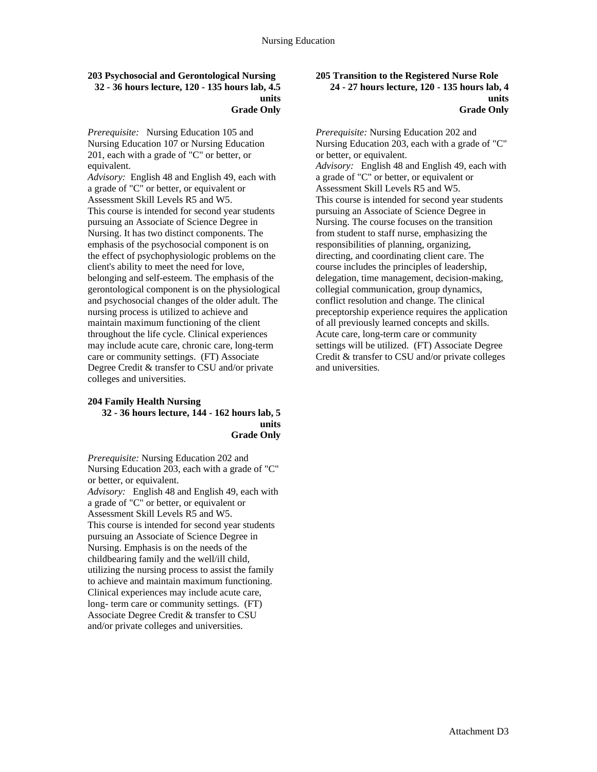### 203 Psychosocial and Gerontological Nursing

**32 - 36 hours lecture, 120 - 135 hours lab, 4.5 units**
**Grade Only**

*Prerequisite:* Nursing Education 105 and Nursing Education 107 or Nursing Education 201, each with a grade of "C" or better, or equivalent.
*Advisory:* English 48 and English 49, each with a grade of "C" or better, or equivalent or Assessment Skill Levels R5 and W5.
This course is intended for second year students pursuing an Associate of Science Degree in Nursing. It has two distinct components. The emphasis of the psychosocial component is on the effect of psychophysiologic problems on the client's ability to meet the need for love, belonging and self-esteem. The emphasis of the gerontological component is on the physiological and psychosocial changes of the older adult. The nursing process is utilized to achieve and maintain maximum functioning of the client throughout the life cycle. Clinical experiences may include acute care, chronic care, long-term care or community settings. (FT) Associate Degree Credit & transfer to CSU and/or private colleges and universities.

### 204 Family Health Nursing

**32 - 36 hours lecture, 144 - 162 hours lab, 5 units**
**Grade Only**

*Prerequisite:* Nursing Education 202 and Nursing Education 203, each with a grade of "C" or better, or equivalent.
*Advisory:* English 48 and English 49, each with a grade of "C" or better, or equivalent or Assessment Skill Levels R5 and W5.
This course is intended for second year students pursuing an Associate of Science Degree in Nursing. Emphasis is on the needs of the childbearing family and the well/ill child, utilizing the nursing process to assist the family to achieve and maintain maximum functioning. Clinical experiences may include acute care, long- term care or community settings. (FT) Associate Degree Credit & transfer to CSU and/or private colleges and universities.

### 205 Transition to the Registered Nurse Role

**24 - 27 hours lecture, 120 - 135 hours lab, 4 units**
**Grade Only**

*Prerequisite:* Nursing Education 202 and Nursing Education 203, each with a grade of "C" or better, or equivalent.
*Advisory:* English 48 and English 49, each with a grade of "C" or better, or equivalent or Assessment Skill Levels R5 and W5.
This course is intended for second year students pursuing an Associate of Science Degree in Nursing. The course focuses on the transition from student to staff nurse, emphasizing the responsibilities of planning, organizing, directing, and coordinating client care. The course includes the principles of leadership, delegation, time management, decision-making, collegial communication, group dynamics, conflict resolution and change. The clinical preceptorship experience requires the application of all previously learned concepts and skills. Acute care, long-term care or community settings will be utilized. (FT) Associate Degree Credit & transfer to CSU and/or private colleges and universities.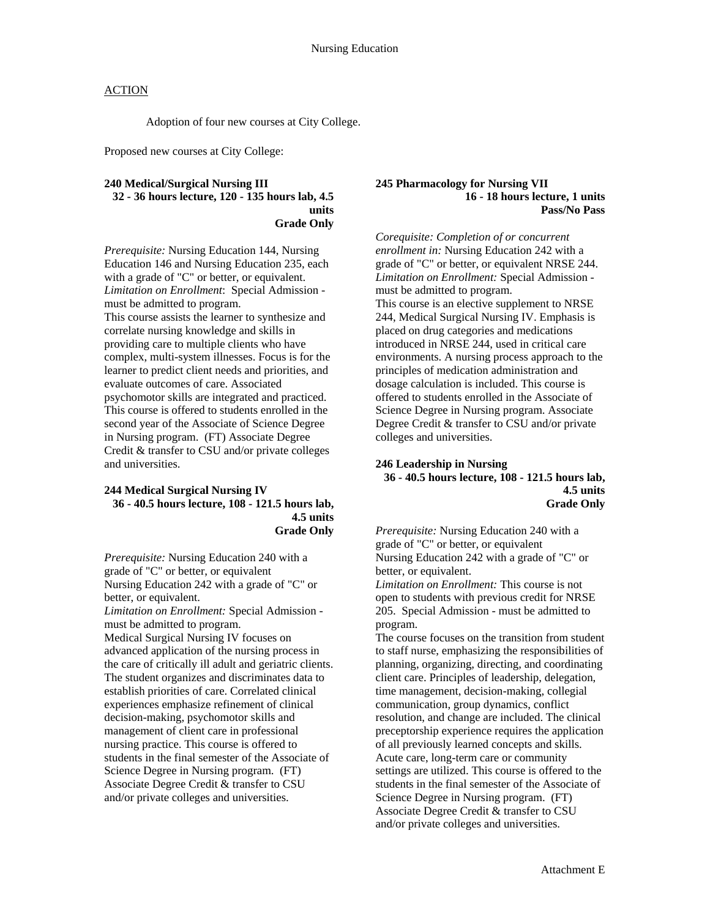Nursing Education

ACTION

Adoption of four new courses at City College.

Proposed new courses at City College:

**240 Medical/Surgical Nursing III**
**32 - 36 hours lecture, 120 - 135 hours lab, 4.5 units**
**Grade Only**

*Prerequisite:* Nursing Education 144, Nursing Education 146 and Nursing Education 235, each with a grade of "C" or better, or equivalent.
*Limitation on Enrollment*: Special Admission - must be admitted to program.
This course assists the learner to synthesize and correlate nursing knowledge and skills in providing care to multiple clients who have complex, multi-system illnesses. Focus is for the learner to predict client needs and priorities, and evaluate outcomes of care. Associated psychomotor skills are integrated and practiced. This course is offered to students enrolled in the second year of the Associate of Science Degree in Nursing program. (FT) Associate Degree Credit & transfer to CSU and/or private colleges and universities.

**244 Medical Surgical Nursing IV**
**36 - 40.5 hours lecture, 108 - 121.5 hours lab, 4.5 units**
**Grade Only**

*Prerequisite:* Nursing Education 240 with a grade of "C" or better, or equivalent
Nursing Education 242 with a grade of "C" or better, or equivalent.
*Limitation on Enrollment:* Special Admission - must be admitted to program.
Medical Surgical Nursing IV focuses on advanced application of the nursing process in the care of critically ill adult and geriatric clients. The student organizes and discriminates data to establish priorities of care. Correlated clinical experiences emphasize refinement of clinical decision-making, psychomotor skills and management of client care in professional nursing practice. This course is offered to students in the final semester of the Associate of Science Degree in Nursing program. (FT) Associate Degree Credit & transfer to CSU and/or private colleges and universities.

**245 Pharmacology for Nursing VII**
**16 - 18 hours lecture, 1 units**
**Pass/No Pass**

*Corequisite: Completion of or concurrent enrollment in:* Nursing Education 242 with a grade of "C" or better, or equivalent NRSE 244.
*Limitation on Enrollment:* Special Admission - must be admitted to program.
This course is an elective supplement to NRSE 244, Medical Surgical Nursing IV. Emphasis is placed on drug categories and medications introduced in NRSE 244, used in critical care environments. A nursing process approach to the principles of medication administration and dosage calculation is included. This course is offered to students enrolled in the Associate of Science Degree in Nursing program. Associate Degree Credit & transfer to CSU and/or private colleges and universities.

**246 Leadership in Nursing**
**36 - 40.5 hours lecture, 108 - 121.5 hours lab, 4.5 units**
**Grade Only**

*Prerequisite:* Nursing Education 240 with a grade of "C" or better, or equivalent
Nursing Education 242 with a grade of "C" or better, or equivalent.
*Limitation on Enrollment:* This course is not open to students with previous credit for NRSE 205. Special Admission - must be admitted to program.
The course focuses on the transition from student to staff nurse, emphasizing the responsibilities of planning, organizing, directing, and coordinating client care. Principles of leadership, delegation, time management, decision-making, collegial communication, group dynamics, conflict resolution, and change are included. The clinical preceptorship experience requires the application of all previously learned concepts and skills. Acute care, long-term care or community settings are utilized. This course is offered to the students in the final semester of the Associate of Science Degree in Nursing program. (FT) Associate Degree Credit & transfer to CSU and/or private colleges and universities.

Attachment E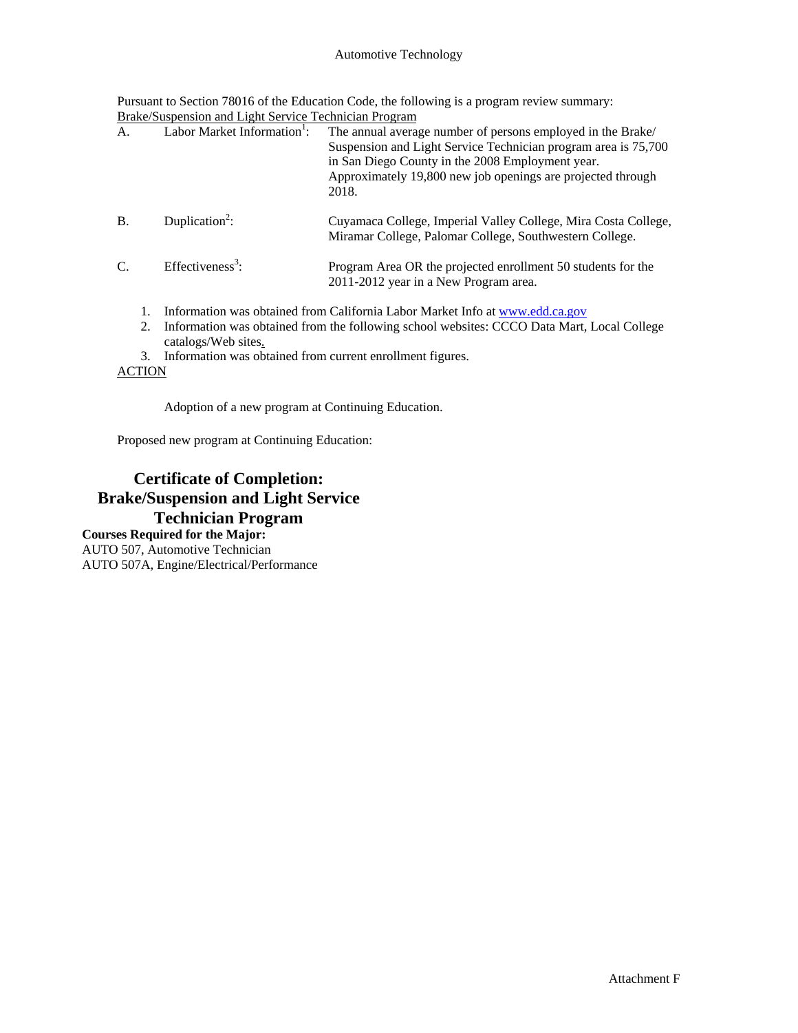Automotive Technology

Pursuant to Section 78016 of the Education Code, the following is a program review summary:

<u>Brake/Suspension and Light Service Technician Program</u>

| | | |
|---|---|---|
| A. | Labor Market Information[1]: | The annual average number of persons employed in the Brake/ Suspension and Light Service Technician program area is 75,700 in San Diego County in the 2008 Employment year. Approximately 19,800 new job openings are projected through 2018. |
| B. | Duplication[2]: | Cuyamaca College, Imperial Valley College, Mira Costa College, Miramar College, Palomar College, Southwestern College. |
| C. | Effectiveness[3]: | Program Area OR the projected enrollment 50 students for the 2011-2012 year in a New Program area. |

1. Information was obtained from California Labor Market Info at www.edd.ca.gov
2. Information was obtained from the following school websites: CCCO Data Mart, Local College catalogs/Web sites.
3. Information was obtained from current enrollment figures.

<u>ACTION</u>

Adoption of a new program at Continuing Education.

Proposed new program at Continuing Education:

## Certificate of Completion: Brake/Suspension and Light Service Technician Program

**Courses Required for the Major:**

AUTO 507, Automotive Technician
AUTO 507A, Engine/Electrical/Performance

Attachment F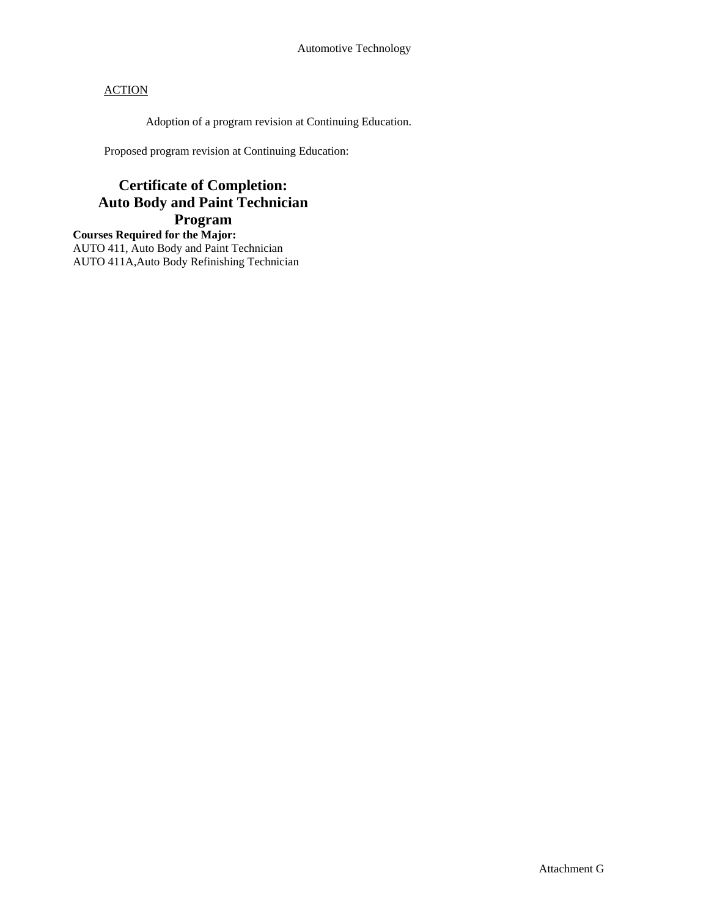Automotive Technology

ACTION

Adoption of a program revision at Continuing Education.

Proposed program revision at Continuing Education:

## Certificate of Completion: Auto Body and Paint Technician Program

**Courses Required for the Major:**

AUTO 411, Auto Body and Paint Technician
AUTO 411A,Auto Body Refinishing Technician

Attachment G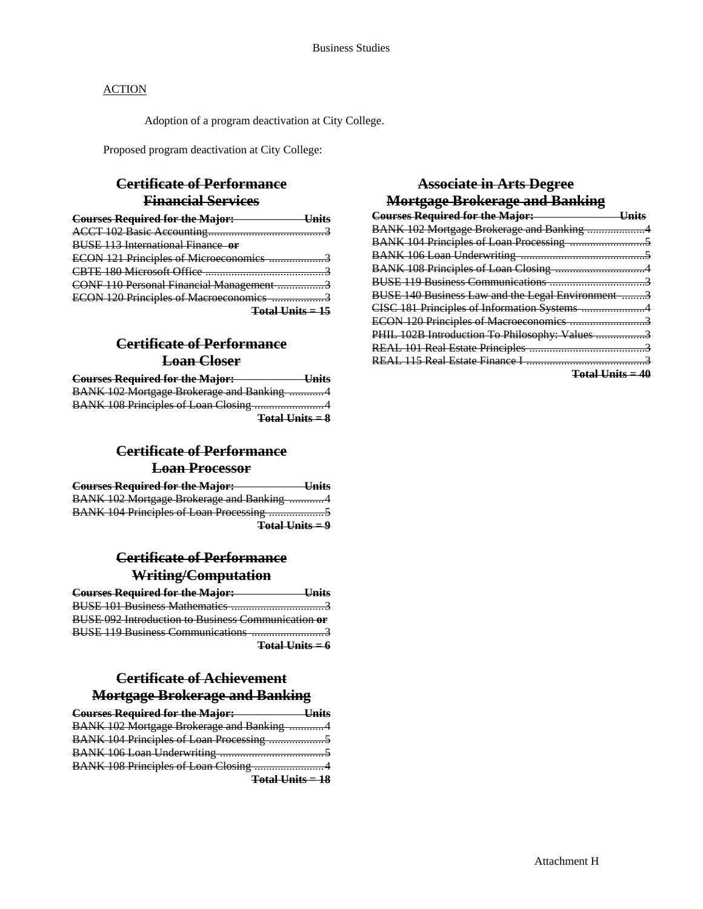ACTION

Adoption of a program deactivation at City College.

Proposed program deactivation at City College:

## ~~Certificate of Performance Financial Services~~

| ~~Courses Required for the Major:~~ | ~~Units~~ |
|---|---|
| ~~ACCT 102 Basic Accounting~~ | ~~3~~ |
| ~~BUSE 113 International Finance **or**~~ | |
| ~~ECON 121 Principles of Microeconomics~~ | ~~3~~ |
| ~~CBTE 180 Microsoft Office~~ | ~~3~~ |
| ~~CONF 110 Personal Financial Management~~ | ~~3~~ |
| ~~ECON 120 Principles of Macroeconomics~~ | ~~3~~ |
| | ~~**Total Units = 15**~~ |

## ~~Certificate of Performance Loan Closer~~

| ~~Courses Required for the Major:~~ | ~~Units~~ |
|---|---|
| ~~BANK 102 Mortgage Brokerage and Banking~~ | ~~4~~ |
| ~~BANK 108 Principles of Loan Closing~~ | ~~4~~ |
| | ~~**Total Units = 8**~~ |

## ~~Certificate of Performance Loan Processor~~

| ~~Courses Required for the Major:~~ | ~~Units~~ |
|---|---|
| ~~BANK 102 Mortgage Brokerage and Banking~~ | ~~4~~ |
| ~~BANK 104 Principles of Loan Processing~~ | ~~5~~ |
| | ~~**Total Units = 9**~~ |

## ~~Certificate of Performance Writing/Computation~~

| ~~Courses Required for the Major:~~ | ~~Units~~ |
|---|---|
| ~~BUSE 101 Business Mathematics~~ | ~~3~~ |
| ~~BUSE 092 Introduction to Business Communication **or**~~ | |
| ~~BUSE 119 Business Communications~~ | ~~3~~ |
| | ~~**Total Units = 6**~~ |

## ~~Certificate of Achievement Mortgage Brokerage and Banking~~

| ~~Courses Required for the Major:~~ | ~~Units~~ |
|---|---|
| ~~BANK 102 Mortgage Brokerage and Banking~~ | ~~4~~ |
| ~~BANK 104 Principles of Loan Processing~~ | ~~5~~ |
| ~~BANK 106 Loan Underwriting~~ | ~~5~~ |
| ~~BANK 108 Principles of Loan Closing~~ | ~~4~~ |
| | ~~**Total Units = 18**~~ |

## ~~Associate in Arts Degree Mortgage Brokerage and Banking~~

| ~~Courses Required for the Major:~~ | ~~Units~~ |
|---|---|
| ~~BANK 102 Mortgage Brokerage and Banking~~ | ~~4~~ |
| ~~BANK 104 Principles of Loan Processing~~ | ~~5~~ |
| ~~BANK 106 Loan Underwriting~~ | ~~5~~ |
| ~~BANK 108 Principles of Loan Closing~~ | ~~4~~ |
| ~~BUSE 119 Business Communications~~ | ~~3~~ |
| ~~BUSE 140 Business Law and the Legal Environment~~ | ~~3~~ |
| ~~CISC 181 Principles of Information Systems~~ | ~~4~~ |
| ~~ECON 120 Principles of Macroeconomics~~ | ~~3~~ |
| ~~PHIL 102B Introduction To Philosophy: Values~~ | ~~3~~ |
| ~~REAL 101 Real Estate Principles~~ | ~~3~~ |
| ~~REAL 115 Real Estate Finance I~~ | ~~3~~ |
| | ~~**Total Units = 40**~~ |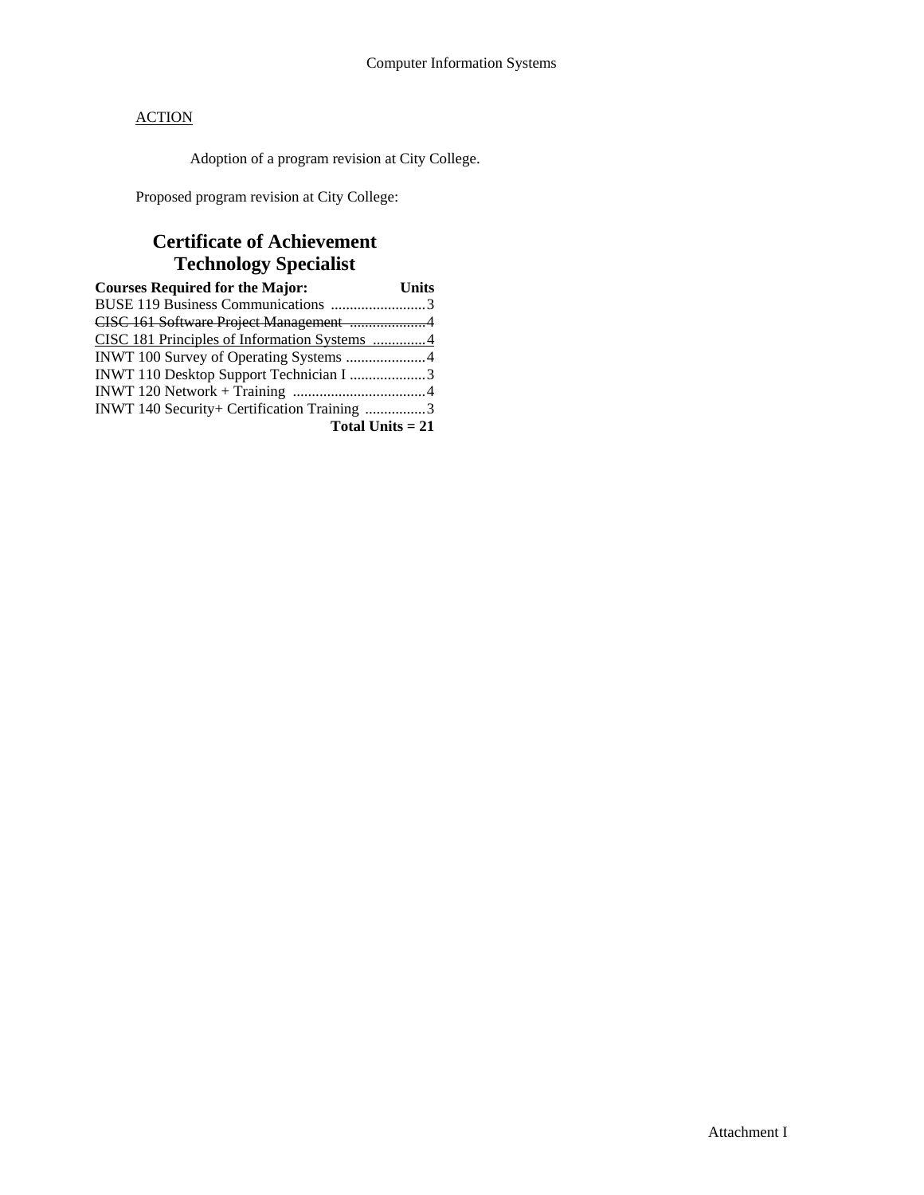<u>ACTION</u>

Adoption of a program revision at City College.

Proposed program revision at City College:

## Certificate of Achievement
## Technology Specialist

| Courses Required for the Major: | Units |
|---|---|
| BUSE 119 Business Communications | 3 |
| ~~CISC 161 Software Project Management~~ | ~~4~~ |
| <u>CISC 181 Principles of Information Systems</u> | <u>4</u> |
| INWT 100 Survey of Operating Systems | 4 |
| INWT 110 Desktop Support Technician I | 3 |
| INWT 120 Network + Training | 4 |
| INWT 140 Security+ Certification Training | 3 |
| | **Total Units = 21** |

Attachment I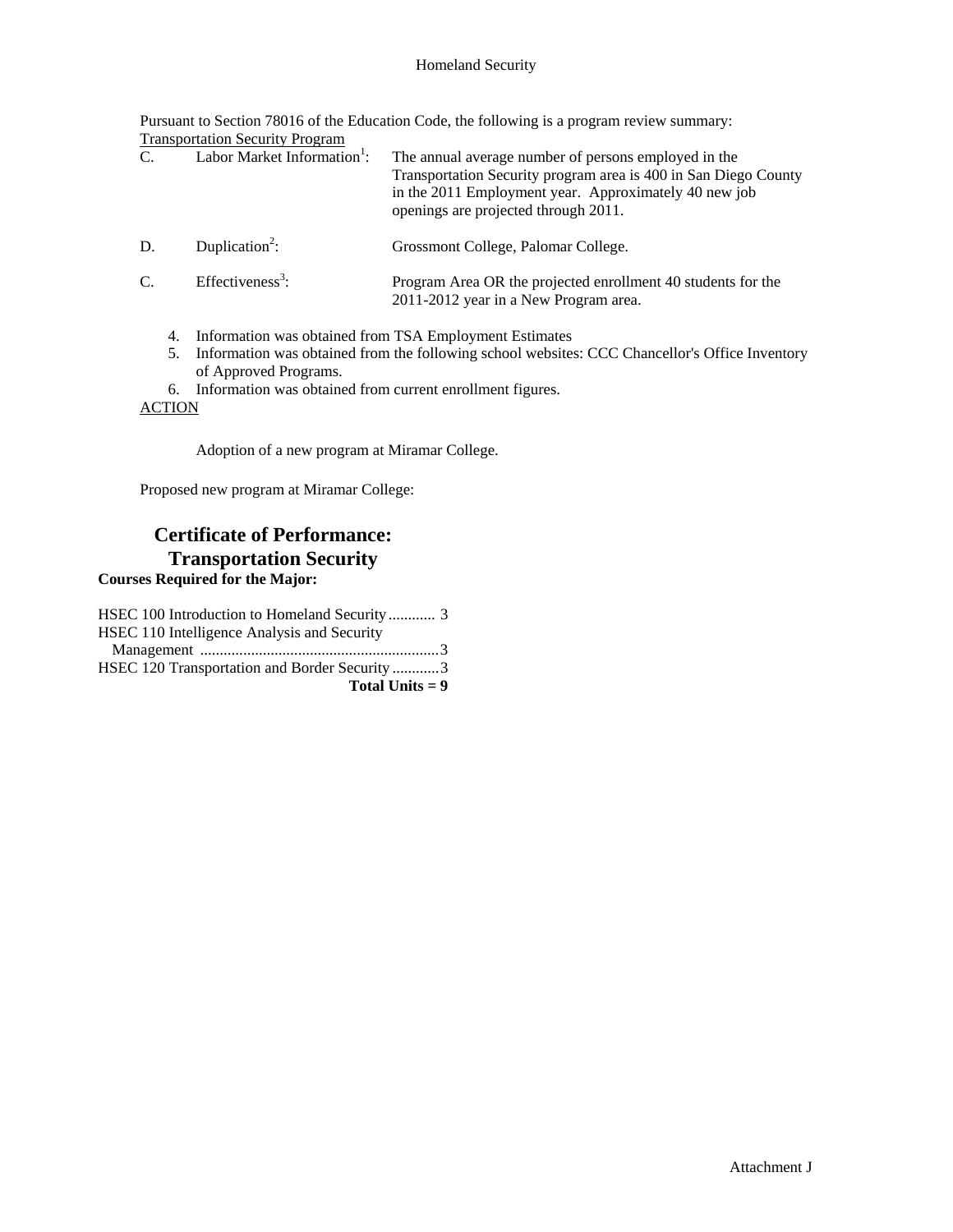Homeland Security

Pursuant to Section 78016 of the Education Code, the following is a program review summary:

Transportation Security Program

C. Labor Market Information[1]: The annual average number of persons employed in the Transportation Security program area is 400 in San Diego County in the 2011 Employment year. Approximately 40 new job openings are projected through 2011.

D. Duplication[2]: Grossmont College, Palomar College.

C. Effectiveness[3]: Program Area OR the projected enrollment 40 students for the 2011-2012 year in a New Program area.

4. Information was obtained from TSA Employment Estimates
5. Information was obtained from the following school websites: CCC Chancellor's Office Inventory of Approved Programs.
6. Information was obtained from current enrollment figures.

ACTION

Adoption of a new program at Miramar College.

Proposed new program at Miramar College:

## Certificate of Performance: Transportation Security

**Courses Required for the Major:**

HSEC 100 Introduction to Homeland Security ............ 3
HSEC 110 Intelligence Analysis and Security Management ............................................................3
HSEC 120 Transportation and Border Security ............3
**Total Units = 9**

Attachment J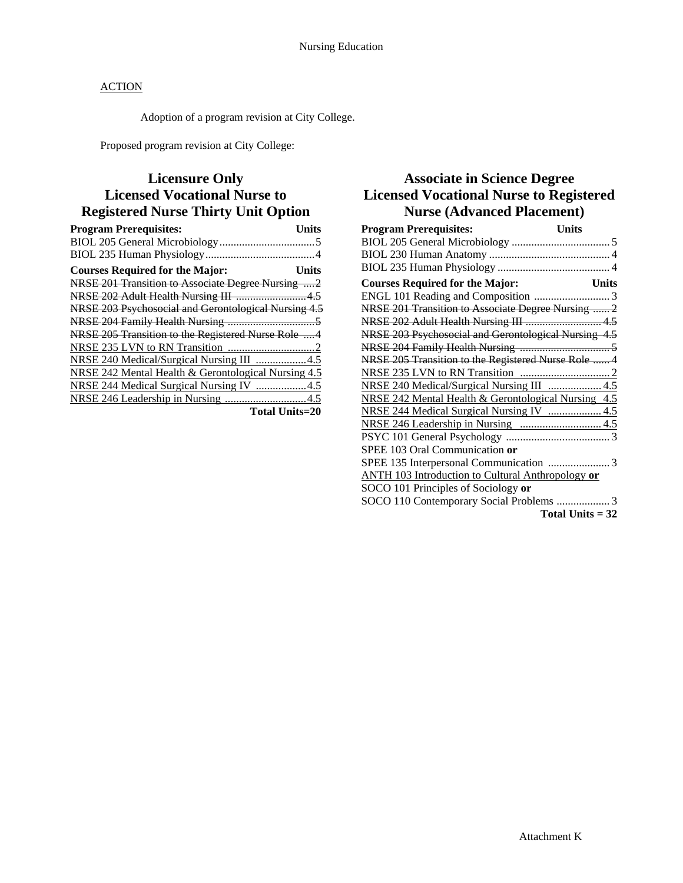ACTION

Adoption of a program revision at City College.

Proposed program revision at City College:

## Licensure Only
## Licensed Vocational Nurse to Registered Nurse Thirty Unit Option

| Program Prerequisites: | Units |
|---|---|
| BIOL 205 General Microbiology | 5 |
| BIOL 235 Human Physiology | 4 |
| **Courses Required for the Major:** | **Units** |
| ~~NRSE 201 Transition to Associate Degree Nursing~~ | ~~2~~ |
| ~~NRSE 202 Adult Health Nursing III~~ | ~~4.5~~ |
| ~~NRSE 203 Psychosocial and Gerontological Nursing~~ | ~~4.5~~ |
| ~~NRSE 204 Family Health Nursing~~ | ~~5~~ |
| ~~NRSE 205 Transition to the Registered Nurse Role~~ | ~~4~~ |
| <u>NRSE 235 LVN to RN Transition</u> | <u>2</u> |
| <u>NRSE 240 Medical/Surgical Nursing III</u> | <u>4.5</u> |
| <u>NRSE 242 Mental Health & Gerontological Nursing</u> | <u>4.5</u> |
| <u>NRSE 244 Medical Surgical Nursing IV</u> | <u>4.5</u> |
| <u>NRSE 246 Leadership in Nursing</u> | <u>4.5</u> |
| | **Total Units=20** |

## Associate in Science Degree
## Licensed Vocational Nurse to Registered Nurse (Advanced Placement)

| Program Prerequisites: | Units |
|---|---|
| BIOL 205 General Microbiology | 5 |
| BIOL 230 Human Anatomy | 4 |
| BIOL 235 Human Physiology | 4 |
| **Courses Required for the Major:** | **Units** |
| ENGL 101 Reading and Composition | 3 |
| ~~NRSE 201 Transition to Associate Degree Nursing~~ | ~~2~~ |
| ~~NRSE 202 Adult Health Nursing III~~ | ~~4.5~~ |
| ~~NRSE 203 Psychosocial and Gerontological Nursing~~ | ~~4.5~~ |
| ~~NRSE 204 Family Health Nursing~~ | ~~5~~ |
| ~~NRSE 205 Transition to the Registered Nurse Role~~ | ~~4~~ |
| <u>NRSE 235 LVN to RN Transition</u> | <u>2</u> |
| <u>NRSE 240 Medical/Surgical Nursing III</u> | <u>4.5</u> |
| <u>NRSE 242 Mental Health & Gerontological Nursing</u> | <u>4.5</u> |
| <u>NRSE 244 Medical Surgical Nursing IV</u> | <u>4.5</u> |
| <u>NRSE 246 Leadership in Nursing</u> | <u>4.5</u> |
| PSYC 101 General Psychology | 3 |
| SPEE 103 Oral Communication **or** SPEE 135 Interpersonal Communication | 3 |
| <u>ANTH 103 Introduction to Cultural Anthropology</u> **or** SOCO 101 Principles of Sociology **or** SOCO 110 Contemporary Social Problems | 3 |
| | **Total Units = 32** |

Attachment K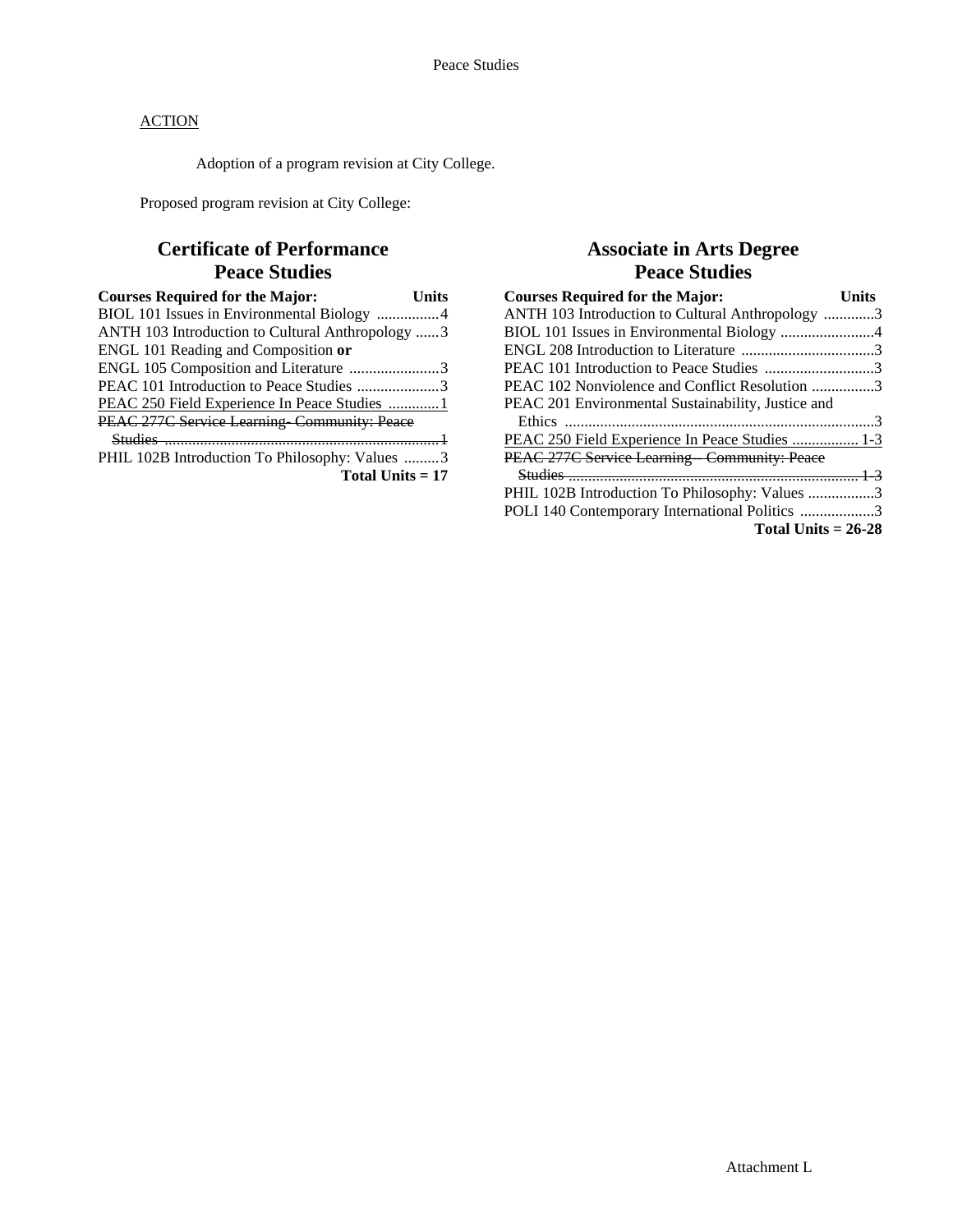ACTION

Adoption of a program revision at City College.

Proposed program revision at City College:

## Certificate of Performance
## Peace Studies

| Courses Required for the Major: | Units |
|---|---|
| BIOL 101 Issues in Environmental Biology | 4 |
| ANTH 103 Introduction to Cultural Anthropology | 3 |
| ENGL 101 Reading and Composition **or** | |
| ENGL 105 Composition and Literature | 3 |
| PEAC 101 Introduction to Peace Studies | 3 |
| <u>PEAC 250 Field Experience In Peace Studies</u> | <u>1</u> |
| ~~PEAC 277C Service Learning- Community: Peace Studies~~ | ~~1~~ |
| PHIL 102B Introduction To Philosophy: Values | 3 |
| **Total Units = 17** | |

## Associate in Arts Degree
## Peace Studies

| Courses Required for the Major: | Units |
|---|---|
| ANTH 103 Introduction to Cultural Anthropology | 3 |
| BIOL 101 Issues in Environmental Biology | 4 |
| ENGL 208 Introduction to Literature | 3 |
| PEAC 101 Introduction to Peace Studies | 3 |
| PEAC 102 Nonviolence and Conflict Resolution | 3 |
| PEAC 201 Environmental Sustainability, Justice and Ethics | 3 |
| <u>PEAC 250 Field Experience In Peace Studies</u> | <u>1-3</u> |
| ~~PEAC 277C Service Learning – Community: Peace Studies~~ | ~~1-3~~ |
| PHIL 102B Introduction To Philosophy: Values | 3 |
| POLI 140 Contemporary International Politics | 3 |
| **Total Units = 26-28** | |

Attachment L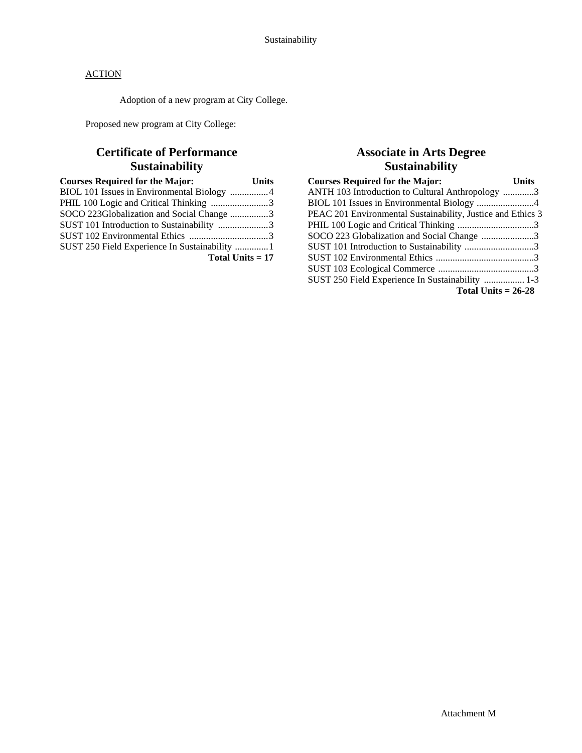Sustainability

ACTION

Adoption of a new program at City College.

Proposed new program at City College:

## Certificate of Performance Sustainability

| Courses Required for the Major: | Units |
|---|---|
| BIOL 101 Issues in Environmental Biology | 4 |
| PHIL 100 Logic and Critical Thinking | 3 |
| SOCO 223Globalization and Social Change | 3 |
| SUST 101 Introduction to Sustainability | 3 |
| SUST 102 Environmental Ethics | 3 |
| SUST 250 Field Experience In Sustainability | 1 |
| **Total Units = 17** | |

## Associate in Arts Degree Sustainability

| Courses Required for the Major: | Units |
|---|---|
| ANTH 103 Introduction to Cultural Anthropology | 3 |
| BIOL 101 Issues in Environmental Biology | 4 |
| PEAC 201 Environmental Sustainability, Justice and Ethics | 3 |
| PHIL 100 Logic and Critical Thinking | 3 |
| SOCO 223 Globalization and Social Change | 3 |
| SUST 101 Introduction to Sustainability | 3 |
| SUST 102 Environmental Ethics | 3 |
| SUST 103 Ecological Commerce | 3 |
| SUST 250 Field Experience In Sustainability | 1-3 |
| **Total Units = 26-28** | |

Attachment M